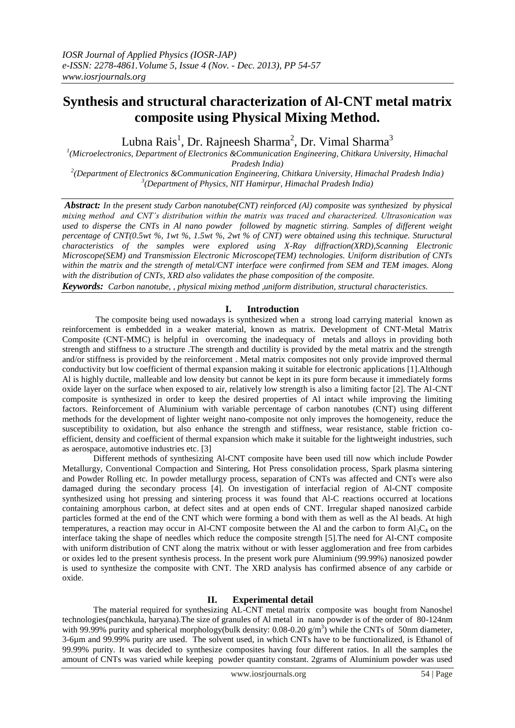# Synthesis and structural characterization of Al-CNT metal matrix composite using Physical Mixing Method.

Lubna Rais[1], Dr. Rajneesh Sharma[2], Dr. Vimal Sharma[3]

[1](Microelectronics, Department of Electronics &Communication Engineering, Chitkara University, Himachal Pradesh India)
[2](Department of Electronics &Communication Engineering, Chitkara University, Himachal Pradesh India)
[3](Department of Physics, NIT Hamirpur, Himachal Pradesh India)

***Abstract:*** *In the present study Carbon nanotube(CNT) reinforced (Al) composite was synthesized by physical mixing method and CNT's distribution within the matrix was traced and characterized. Ultrasonication was used to disperse the CNTs in Al nano powder followed by magnetic stirring. Samples of different weight percentage of CNT(0.5wt %, 1wt %, 1.5wt %, 2wt % of CNT) were obtained using this technique. Stuructural characteristics of the samples were explored using X-Ray diffraction(XRD),Scanning Electronic Microscope(SEM) and Transmission Electronic Microscope(TEM) technologies. Uniform distribution of CNTs within the matrix and the strength of metal/CNT interface were confirmed from SEM and TEM images. Along with the distribution of CNTs, XRD also validates the phase composition of the composite.*

***Keywords:*** *Carbon nanotube, , physical mixing method ,uniform distribution, structural characteristics.*

## I. Introduction

The composite being used nowadays is synthesized when a strong load carrying material known as reinforcement is embedded in a weaker material, known as matrix. Development of CNT-Metal Matrix Composite (CNT-MMC) is helpful in overcoming the inadequacy of metals and alloys in providing both strength and stiffness to a structure .The strength and ductility is provided by the metal matrix and the strength and/or stiffness is provided by the reinforcement . Metal matrix composites not only provide improved thermal conductivity but low coefficient of thermal expansion making it suitable for electronic applications [1].Although Al is highly ductile, malleable and low density but cannot be kept in its pure form because it immediately forms oxide layer on the surface when exposed to air, relatively low strength is also a limiting factor [2]. The Al-CNT composite is synthesized in order to keep the desired properties of Al intact while improving the limiting factors. Reinforcement of Aluminium with variable percentage of carbon nanotubes (CNT) using different methods for the development of lighter weight nano-composite not only improves the homogeneity, reduce the susceptibility to oxidation, but also enhance the strength and stiffness, wear resistance, stable friction co-efficient, density and coefficient of thermal expansion which make it suitable for the lightweight industries, such as aerospace, automotive industries etc. [3]

Different methods of synthesizing Al-CNT composite have been used till now which include Powder Metallurgy, Conventional Compaction and Sintering, Hot Press consolidation process, Spark plasma sintering and Powder Rolling etc. In powder metallurgy process, separation of CNTs was affected and CNTs were also damaged during the secondary process [4]. On investigation of interfacial region of Al-CNT composite synthesized using hot pressing and sintering process it was found that Al-C reactions occurred at locations containing amorphous carbon, at defect sites and at open ends of CNT. Irregular shaped nanosized carbide particles formed at the end of the CNT which were forming a bond with them as well as the Al beads. At high temperatures, a reaction may occur in Al-CNT composite between the Al and the carbon to form $Al_3C_4$ on the interface taking the shape of needles which reduce the composite strength [5].The need for Al-CNT composite with uniform distribution of CNT along the matrix without or with lesser agglomeration and free from carbides or oxides led to the present synthesis process. In the present work pure Aluminium (99.99%) nanosized powder is used to synthesize the composite with CNT. The XRD analysis has confirmed absence of any carbide or oxide.

## II. Experimental detail

The material required for synthesizing AL-CNT metal matrix composite was bought from Nanoshel technologies(panchkula, haryana).The size of granules of Al metal in nano powder is of the order of 80-124nm with 99.99% purity and spherical morphology(bulk density: 0.08-0.20 $g/m^3$) while the CNTs of 50nm diameter, 3-6µm and 99.99% purity are used. The solvent used, in which CNTs have to be functionalized, is Ethanol of 99.99% purity. It was decided to synthesize composites having four different ratios. In all the samples the amount of CNTs was varied while keeping powder quantity constant. 2grams of Aluminium powder was used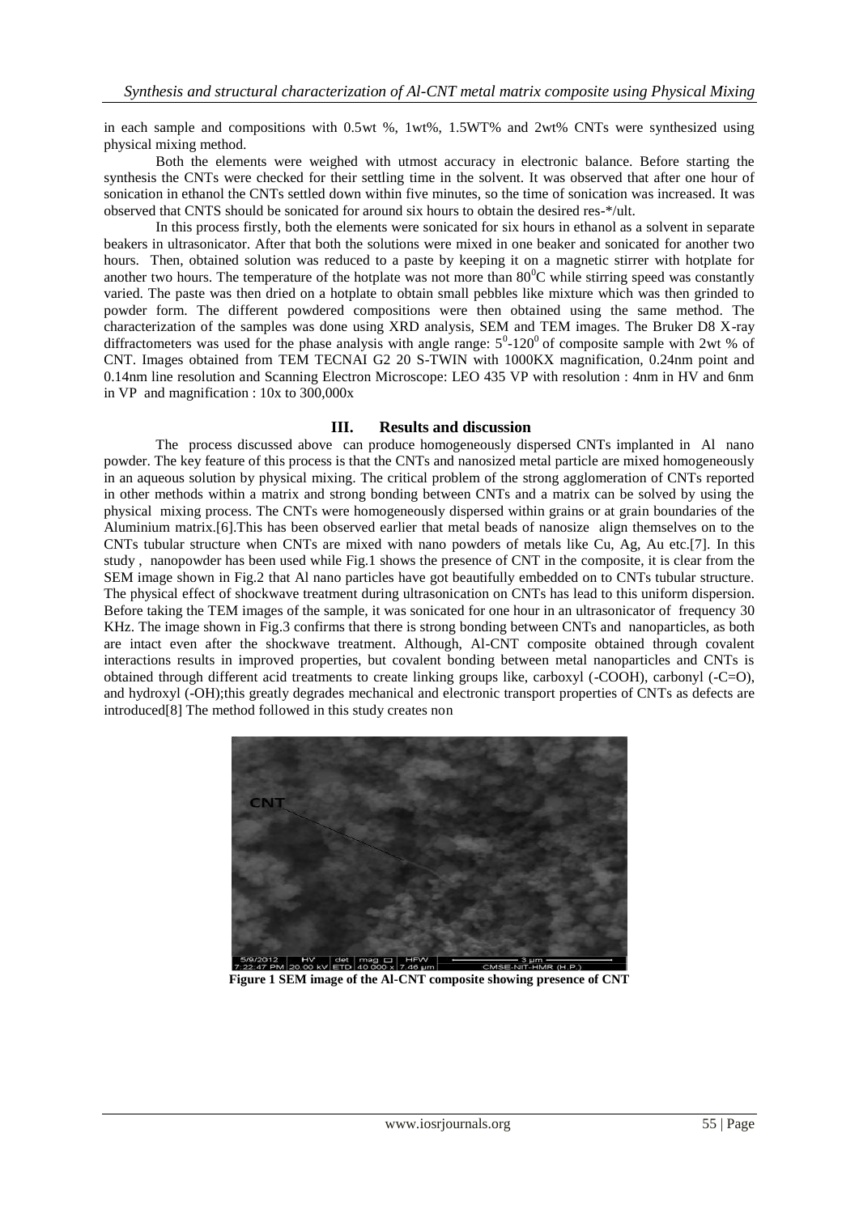in each sample and compositions with 0.5wt %, 1wt%, 1.5WT% and 2wt% CNTs were synthesized using physical mixing method.

Both the elements were weighed with utmost accuracy in electronic balance. Before starting the synthesis the CNTs were checked for their settling time in the solvent. It was observed that after one hour of sonication in ethanol the CNTs settled down within five minutes, so the time of sonication was increased. It was observed that CNTS should be sonicated for around six hours to obtain the desired res-*/ult.

In this process firstly, both the elements were sonicated for six hours in ethanol as a solvent in separate beakers in ultrasonicator. After that both the solutions were mixed in one beaker and sonicated for another two hours. Then, obtained solution was reduced to a paste by keeping it on a magnetic stirrer with hotplate for another two hours. The temperature of the hotplate was not more than $80^0$C while stirring speed was constantly varied. The paste was then dried on a hotplate to obtain small pebbles like mixture which was then grinded to powder form. The different powdered compositions were then obtained using the same method. The characterization of the samples was done using XRD analysis, SEM and TEM images. The Bruker D8 X-ray diffractometers was used for the phase analysis with angle range: $5^0$-$120^0$ of composite sample with 2wt % of CNT. Images obtained from TEM TECNAI G2 20 S-TWIN with 1000KX magnification, 0.24nm point and 0.14nm line resolution and Scanning Electron Microscope: LEO 435 VP with resolution : 4nm in HV and 6nm in VP and magnification : 10x to 300,000x

## III. Results and discussion

The process discussed above can produce homogeneously dispersed CNTs implanted in Al nano powder. The key feature of this process is that the CNTs and nanosized metal particle are mixed homogeneously in an aqueous solution by physical mixing. The critical problem of the strong agglomeration of CNTs reported in other methods within a matrix and strong bonding between CNTs and a matrix can be solved by using the physical mixing process. The CNTs were homogeneously dispersed within grains or at grain boundaries of the Aluminium matrix.[6].This has been observed earlier that metal beads of nanosize align themselves on to the CNTs tubular structure when CNTs are mixed with nano powders of metals like Cu, Ag, Au etc.[7]. In this study , nanopowder has been used while Fig.1 shows the presence of CNT in the composite, it is clear from the SEM image shown in Fig.2 that Al nano particles have got beautifully embedded on to CNTs tubular structure. The physical effect of shockwave treatment during ultrasonication on CNTs has lead to this uniform dispersion. Before taking the TEM images of the sample, it was sonicated for one hour in an ultrasonicator of frequency 30 KHz. The image shown in Fig.3 confirms that there is strong bonding between CNTs and nanoparticles, as both are intact even after the shockwave treatment. Although, Al-CNT composite obtained through covalent interactions results in improved properties, but covalent bonding between metal nanoparticles and CNTs is obtained through different acid treatments to create linking groups like, carboxyl (-COOH), carbonyl (-C=O), and hydroxyl (-OH);this greatly degrades mechanical and electronic transport properties of CNTs as defects are introduced[8] The method followed in this study creates non

**Figure 1 SEM image of the Al-CNT composite showing presence of CNT**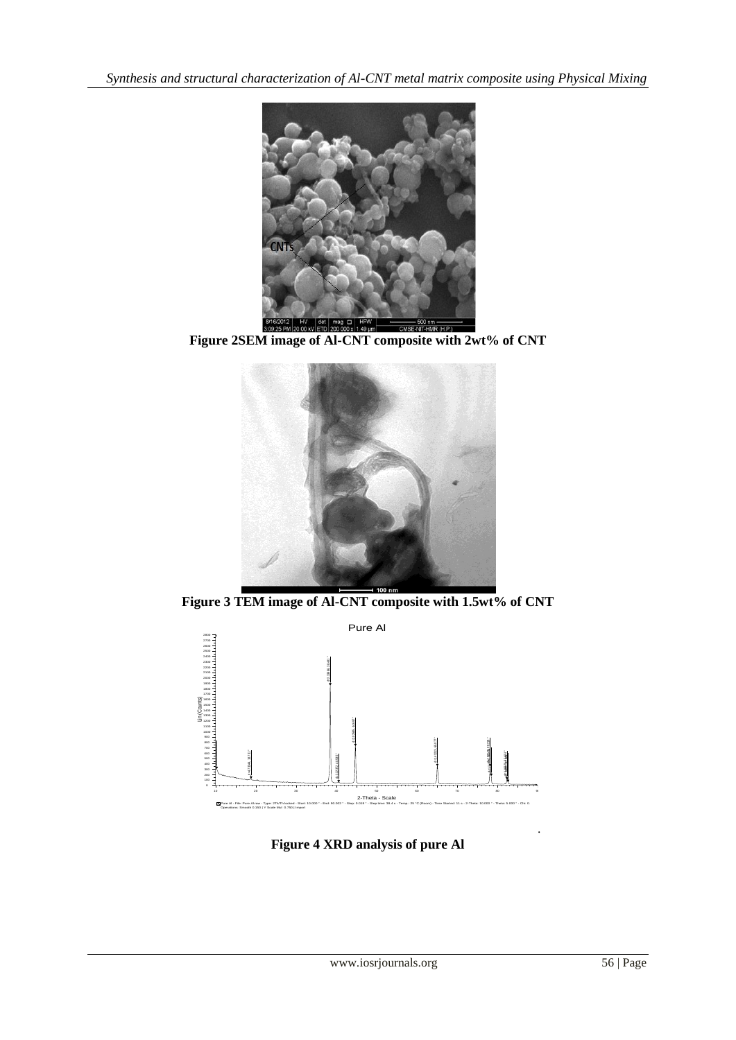**Figure 2SEM image of Al-CNT composite with 2wt% of CNT**

**Figure 3 TEM image of Al-CNT composite with 1.5wt% of CNT**

**Figure 4 XRD analysis of pure Al**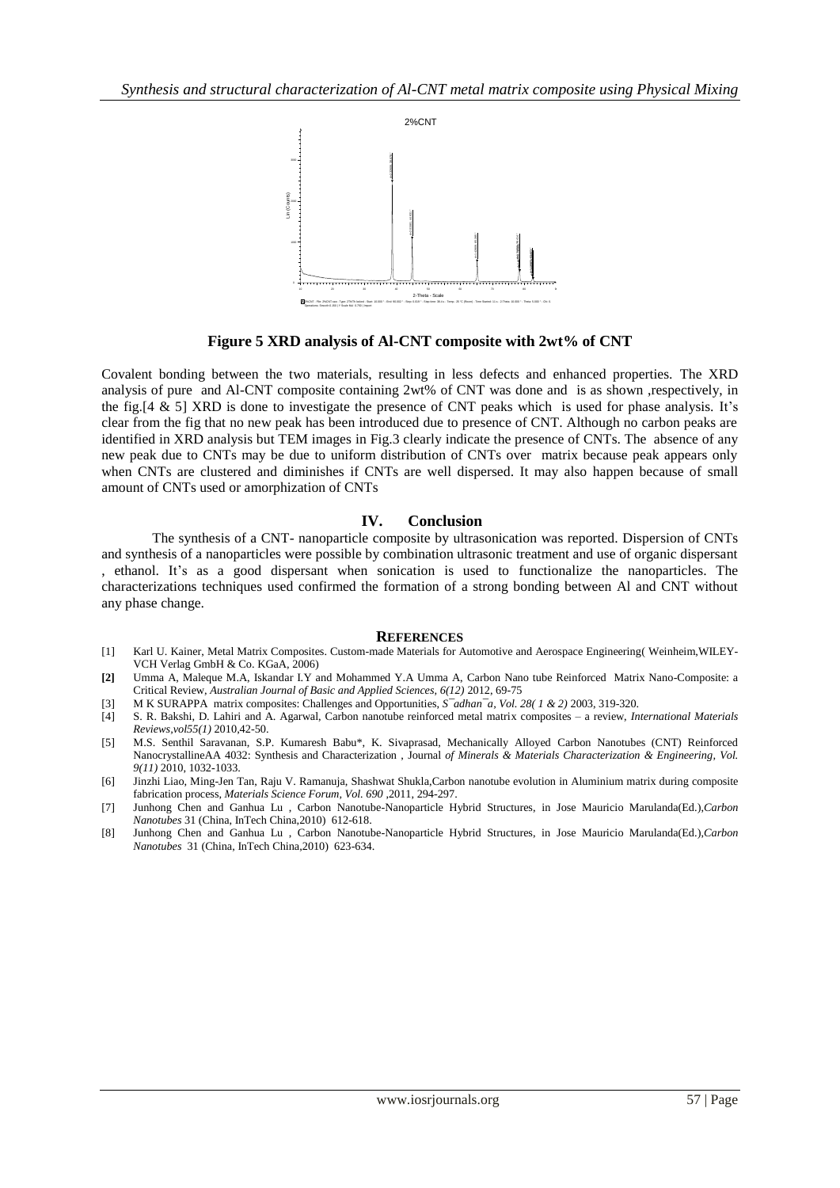2%CNT

Lin (Counts)

2-Theta - Scale

**Figure 5 XRD analysis of Al-CNT composite with 2wt% of CNT**

Covalent bonding between the two materials, resulting in less defects and enhanced properties. The XRD analysis of pure and Al-CNT composite containing 2wt% of CNT was done and is as shown ,respectively, in the fig.[4 & 5] XRD is done to investigate the presence of CNT peaks which is used for phase analysis. It's clear from the fig that no new peak has been introduced due to presence of CNT. Although no carbon peaks are identified in XRD analysis but TEM images in Fig.3 clearly indicate the presence of CNTs. The absence of any new peak due to CNTs may be due to uniform distribution of CNTs over matrix because peak appears only when CNTs are clustered and diminishes if CNTs are well dispersed. It may also happen because of small amount of CNTs used or amorphization of CNTs

## IV. Conclusion

The synthesis of a CNT- nanoparticle composite by ultrasonication was reported. Dispersion of CNTs and synthesis of a nanoparticles were possible by combination ultrasonic treatment and use of organic dispersant , ethanol. It's as a good dispersant when sonication is used to functionalize the nanoparticles. The characterizations techniques used confirmed the formation of a strong bonding between Al and CNT without any phase change.

## REFERENCES

[1] Karl U. Kainer, Metal Matrix Composites. Custom-made Materials for Automotive and Aerospace Engineering( Weinheim,WILEY-VCH Verlag GmbH & Co. KGaA, 2006)

**[2]** Umma A, Maleque M.A, Iskandar I.Y and Mohammed Y.A Umma A, Carbon Nano tube Reinforced Matrix Nano-Composite: a Critical Review, *Australian Journal of Basic and Applied Sciences, 6(12)* 2012, 69-75

[3] M K SURAPPA matrix composites: Challenges and Opportunities, *S¯adhan¯a, Vol. 28( 1 & 2)* 2003, 319-320.

[4] S. R. Bakshi, D. Lahiri and A. Agarwal, Carbon nanotube reinforced metal matrix composites – a review, *International Materials Reviews,vol55(1)* 2010,42-50.

[5] M.S. Senthil Saravanan, S.P. Kumaresh Babu*, K. Sivaprasad, Mechanically Alloyed Carbon Nanotubes (CNT) Reinforced NanocrystallineAA 4032: Synthesis and Characterization , Journal *of Minerals & Materials Characterization & Engineering, Vol. 9(11)* 2010, 1032-1033.

[6] Jinzhi Liao, Ming-Jen Tan, Raju V. Ramanuja, Shashwat Shukla,Carbon nanotube evolution in Aluminium matrix during composite fabrication process, *Materials Science Forum, Vol. 690* ,2011, 294-297.

[7] Junhong Chen and Ganhua Lu , Carbon Nanotube-Nanoparticle Hybrid Structures, in Jose Mauricio Marulanda(Ed.),*Carbon Nanotubes* 31 (China, InTech China,2010) 612-618.

[8] Junhong Chen and Ganhua Lu , Carbon Nanotube-Nanoparticle Hybrid Structures, in Jose Mauricio Marulanda(Ed.),*Carbon Nanotubes* 31 (China, InTech China,2010) 623-634.